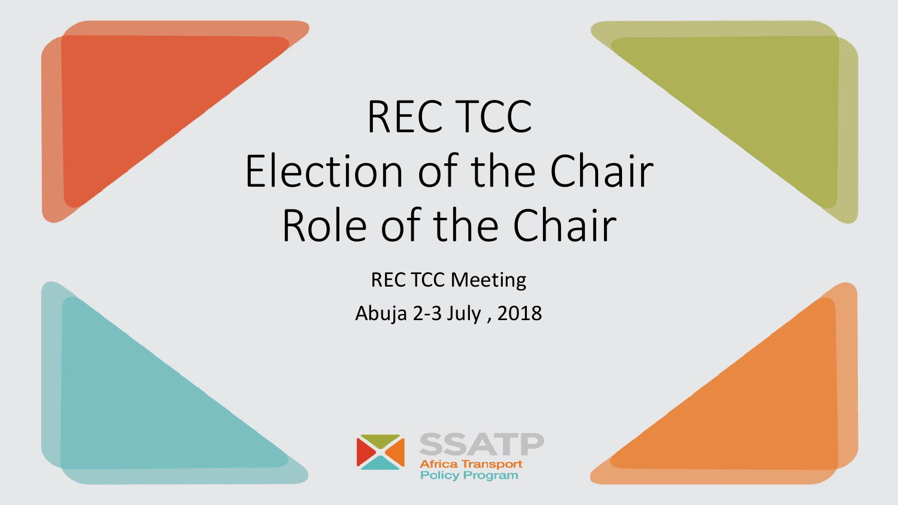# REC TCC
# Election of the Chair
# Role of the Chair

REC TCC Meeting

Abuja 2-3 July , 2018

SSATP
Africa Transport
Policy Program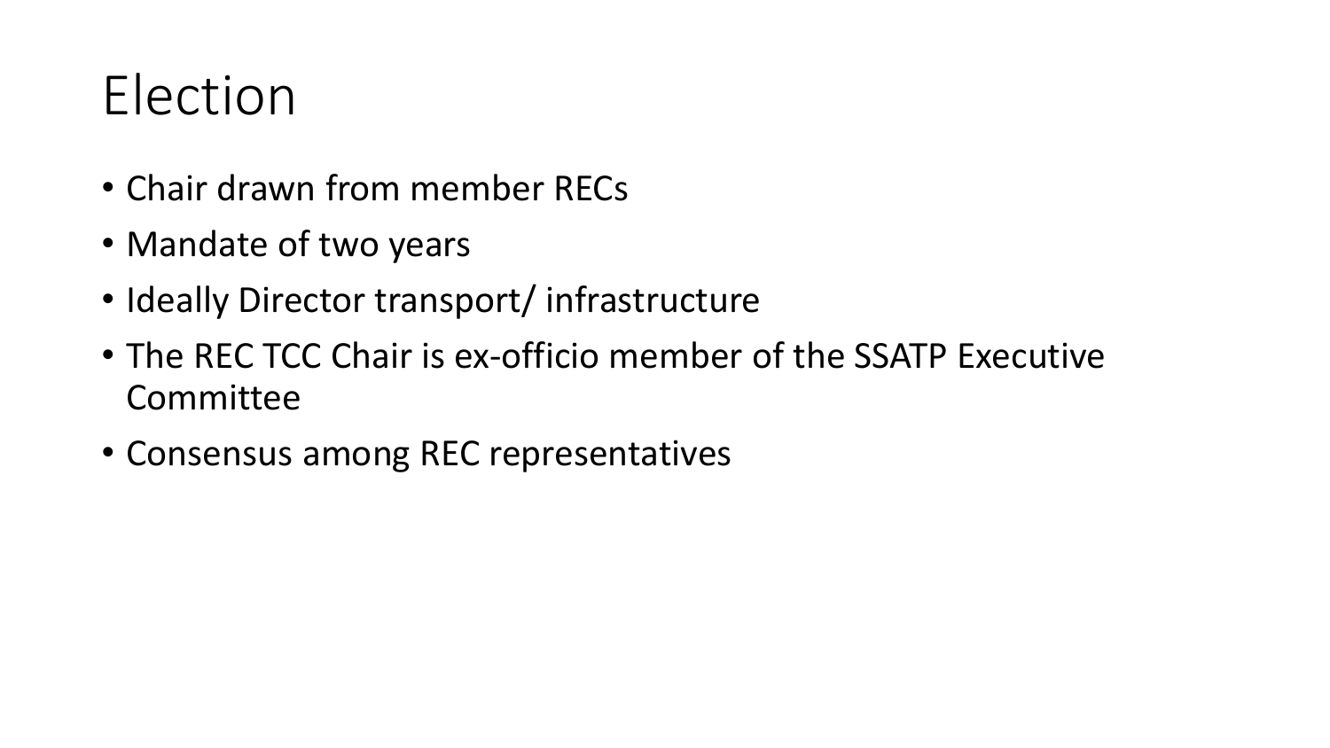# Election

- Chair drawn from member RECs
- Mandate of two years
- Ideally Director transport/ infrastructure
- The REC TCC Chair is ex-officio member of the SSATP Executive Committee
- Consensus among REC representatives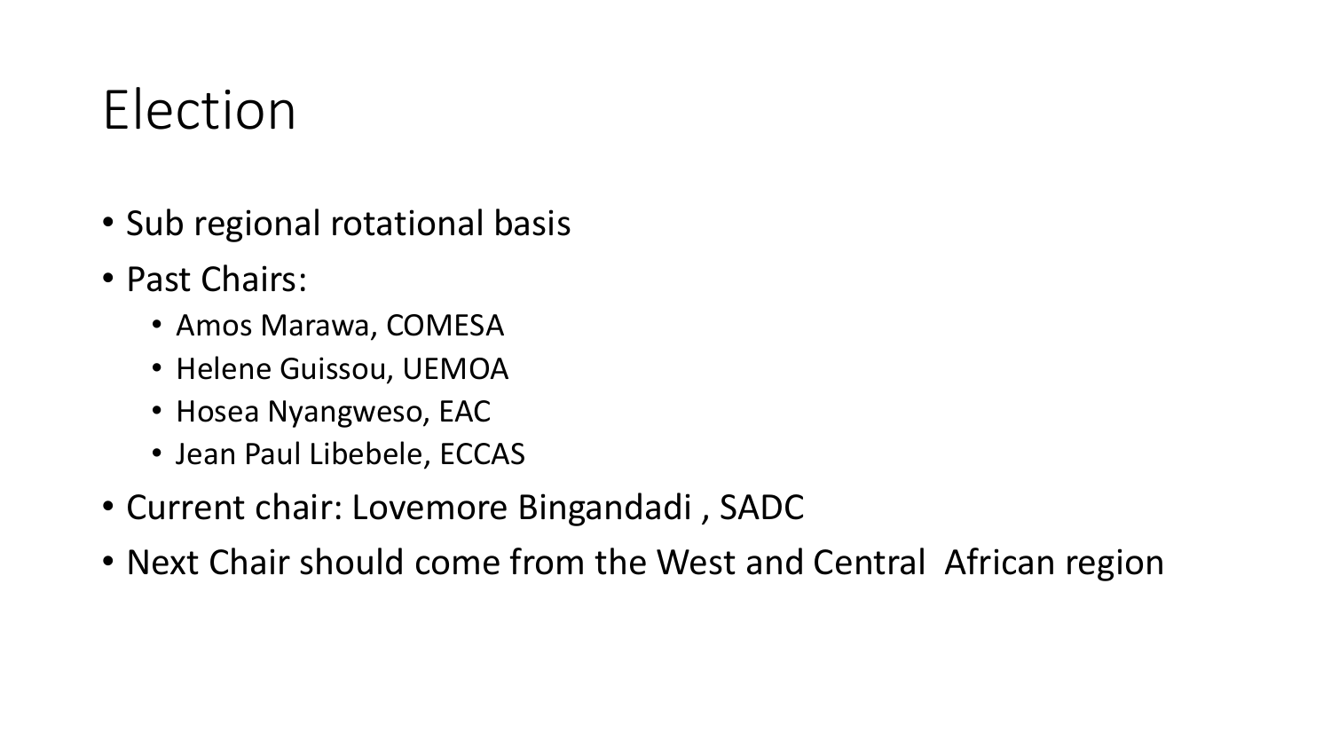# Election

- Sub regional rotational basis
- Past Chairs:
  - Amos Marawa, COMESA
  - Helene Guissou, UEMOA
  - Hosea Nyangweso, EAC
  - Jean Paul Libebele, ECCAS
- Current chair: Lovemore Bingandadi , SADC
- Next Chair should come from the West and Central  African region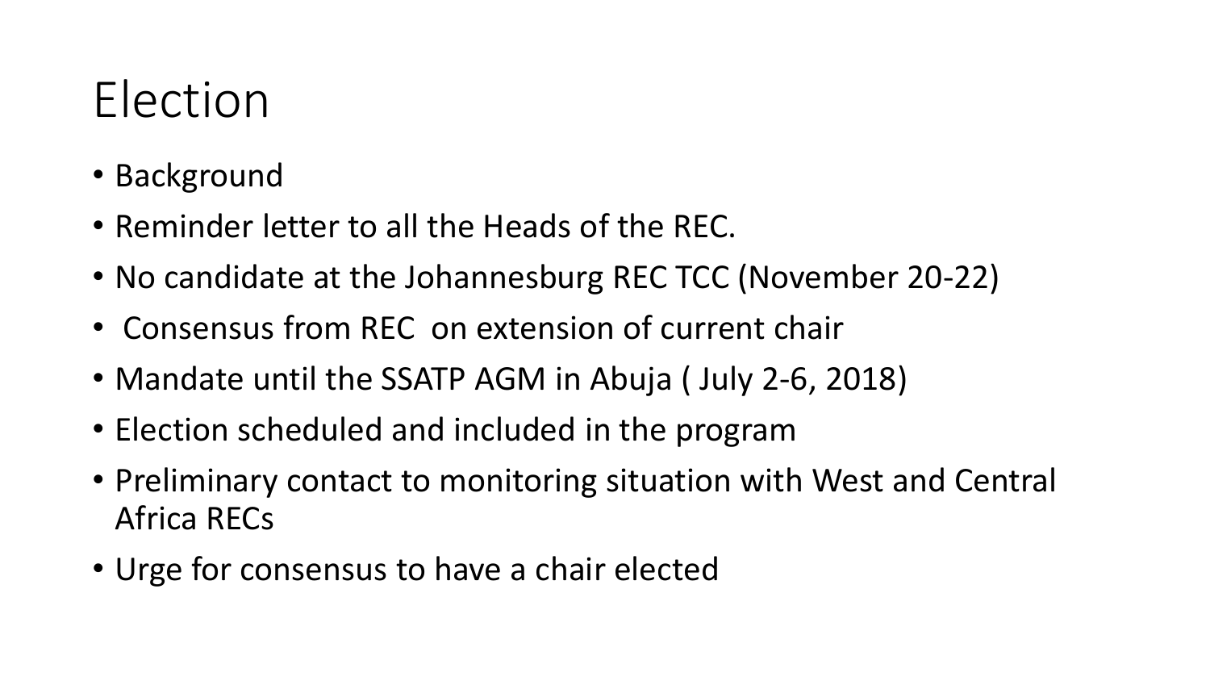# Election

- Background
- Reminder letter to all the Heads of the REC.
- No candidate at the Johannesburg REC TCC (November 20-22)
- Consensus from REC on extension of current chair
- Mandate until the SSATP AGM in Abuja ( July 2-6, 2018)
- Election scheduled and included in the program
- Preliminary contact to monitoring situation with West and Central Africa RECs
- Urge for consensus to have a chair elected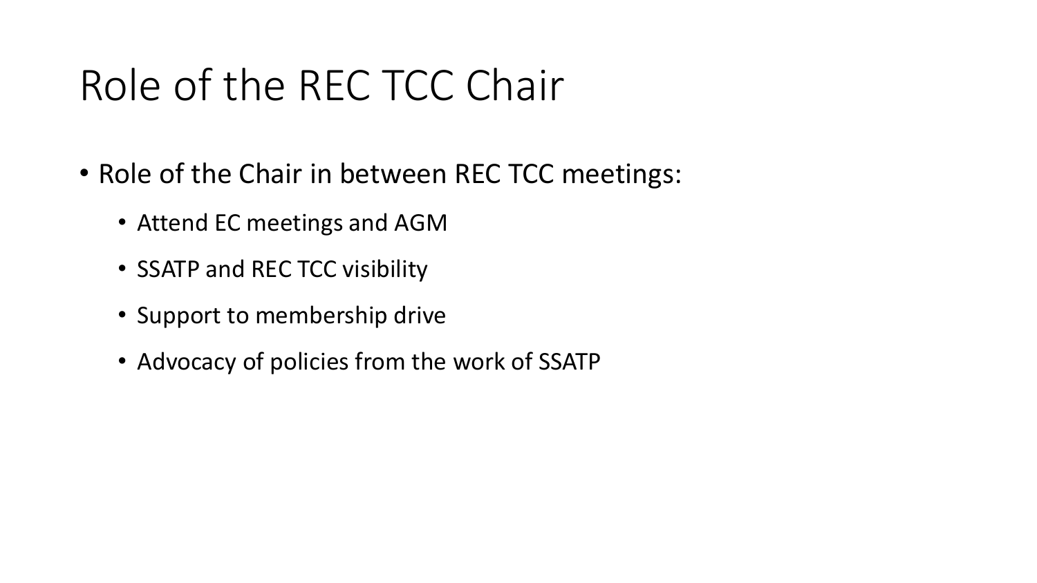# Role of the REC TCC Chair

- Role of the Chair in between REC TCC meetings:
  - Attend EC meetings and AGM
  - SSATP and REC TCC visibility
  - Support to membership drive
  - Advocacy of policies from the work of SSATP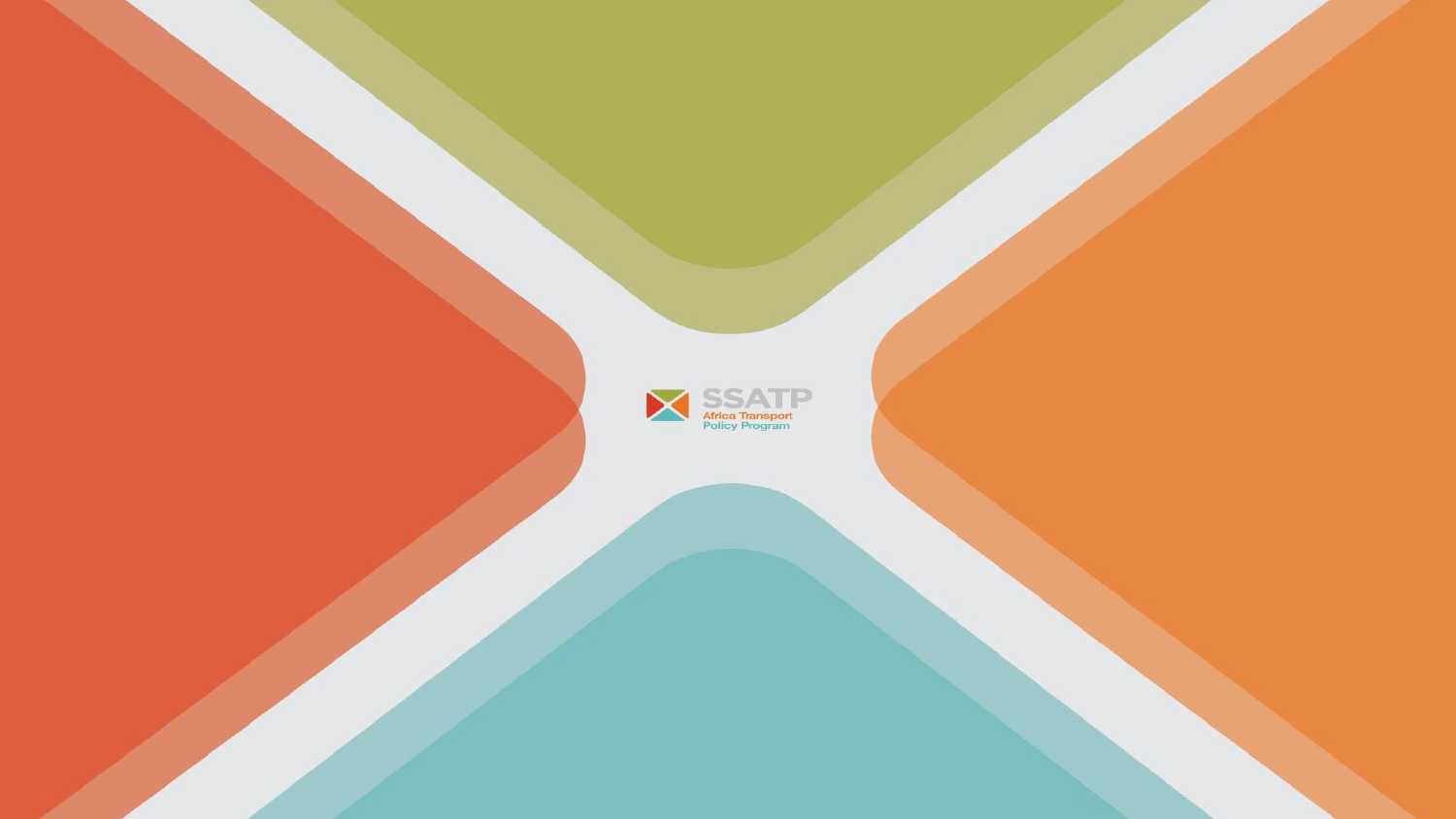SSATP

Africa Transport Policy Program